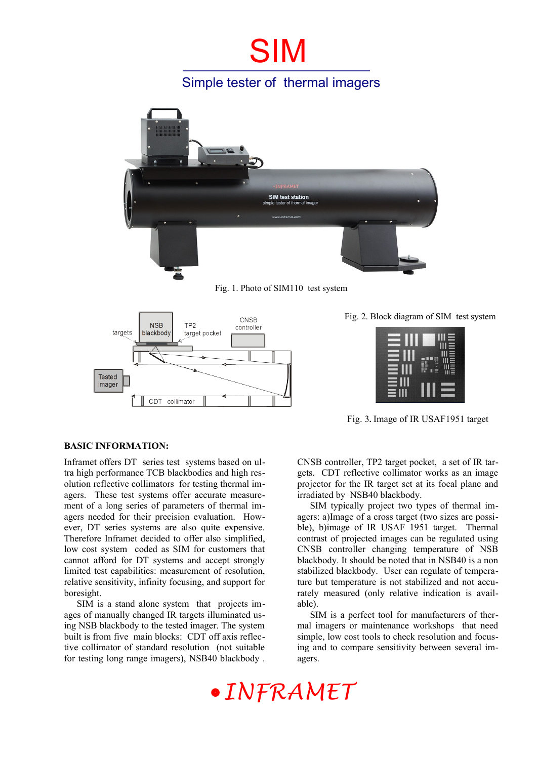# SIM

## Simple tester of thermal imagers

Fig. 1. Photo of SIM110 test system

Fig. 2. Block diagram of SIM test system

Fig. 3. Image of IR USAF1951 target

**BASIC INFORMATION:**

Inframet offers DT series test systems based on ultra high performance TCB blackbodies and high resolution reflective collimators for testing thermal imagers. These test systems offer accurate measurement of a long series of parameters of thermal imagers needed for their precision evaluation. However, DT series systems are also quite expensive. Therefore Inframet decided to offer also simplified, low cost system coded as SIM for customers that cannot afford for DT systems and accept strongly limited test capabilities: measurement of resolution, relative sensitivity, infinity focusing, and support for boresight.

SIM is a stand alone system that projects images of manually changed IR targets illuminated using NSB blackbody to the tested imager. The system built is from five main blocks: CDT off axis reflective collimator of standard resolution (not suitable for testing long range imagers), NSB40 blackbody, CNSB controller, TP2 target pocket, a set of IR targets. CDT reflective collimator works as an image projector for the IR target set at its focal plane and irradiated by NSB40 blackbody.

SIM typically project two types of thermal imagers: a)Image of a cross target (two sizes are possible), b)image of IR USAF 1951 target. Thermal contrast of projected images can be regulated using CNSB controller changing temperature of NSB blackbody. It should be noted that in NSB40 is a non stabilized blackbody. User can regulate of temperature but temperature is not stabilized and not accurately measured (only relative indication is available).

SIM is a perfect tool for manufacturers of thermal imagers or maintenance workshops that need simple, low cost tools to check resolution and focusing and to compare sensitivity between several imagers.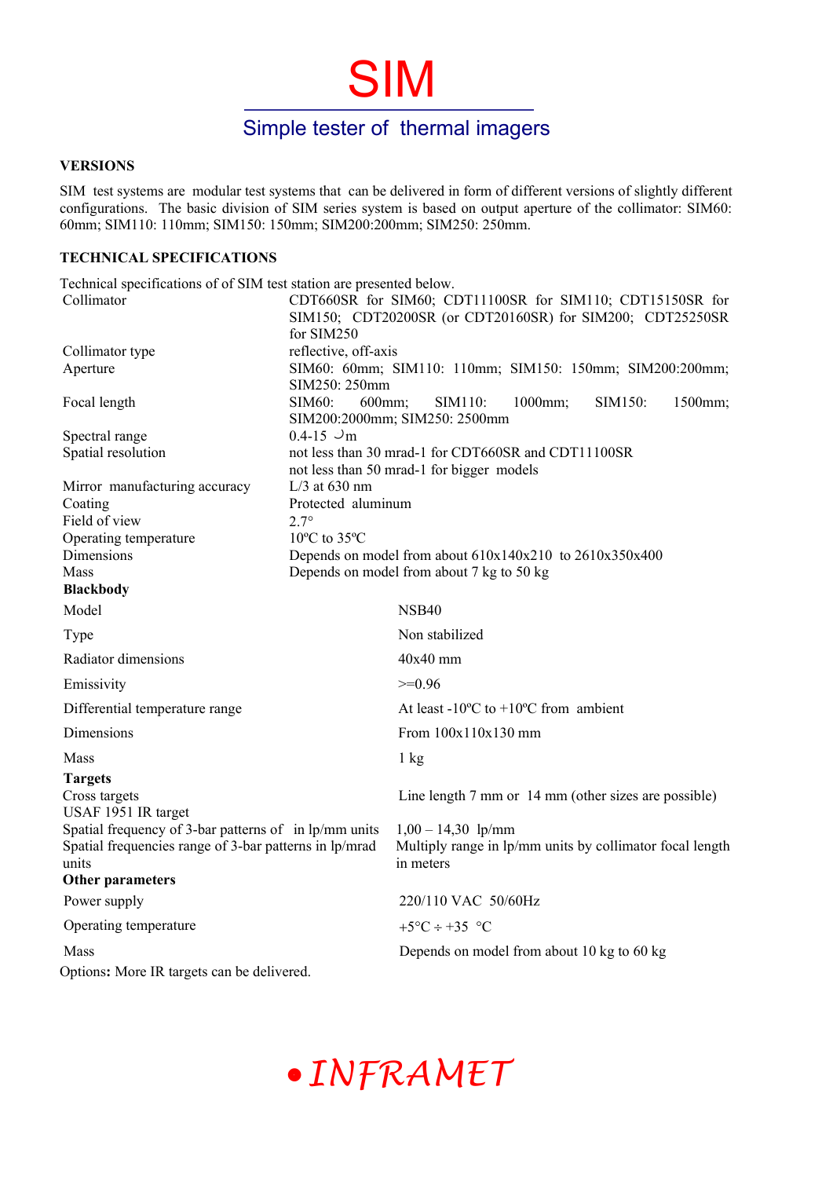# SIM

## Simple tester of thermal imagers

### VERSIONS

SIM test systems are modular test systems that can be delivered in form of different versions of slightly different configurations. The basic division of SIM series system is based on output aperture of the collimator: SIM60: 60mm; SIM110: 110mm; SIM150: 150mm; SIM200:200mm; SIM250: 250mm.

### TECHNICAL SPECIFICATIONS

Technical specifications of of SIM test station are presented below.

| | |
|---|---|
| Collimator | CDT660SR for SIM60; CDT11100SR for SIM110; CDT15150SR for SIM150; CDT20200SR (or CDT20160SR) for SIM200; CDT25250SR for SIM250 |
| Collimator type | reflective, off-axis |
| Aperture | SIM60: 60mm; SIM110: 110mm; SIM150: 150mm; SIM200:200mm; SIM250: 250mm |
| Focal length | SIM60: 600mm; SIM110: 1000mm; SIM150: 1500mm; SIM200:2000mm; SIM250: 2500mm |
| Spectral range | 0.4-15 μm |
| Spatial resolution | not less than 30 mrad-1 for CDT660SR and CDT11100SR<br>not less than 50 mrad-1 for bigger models |
| Mirror manufacturing accuracy | L/3 at 630 nm |
| Coating | Protected aluminum |
| Field of view | 2.7° |
| Operating temperature | 10ºC to 35ºC |
| Dimensions | Depends on model from about 610x140x210 to 2610x350x400 |
| Mass | Depends on model from about 7 kg to 50 kg |
| **Blackbody** | |
| Model | NSB40 |
| Type | Non stabilized |
| Radiator dimensions | 40x40 mm |
| Emissivity | >=0.96 |
| Differential temperature range | At least -10ºC to +10ºC from ambient |
| Dimensions | From 100x110x130 mm |
| Mass | 1 kg |
| **Targets** | |
| Cross targets | Line length 7 mm or 14 mm (other sizes are possible) |
| USAF 1951 IR target | |
| Spatial frequency of 3-bar patterns of in lp/mm units | 1,00 – 14,30 lp/mm |
| Spatial frequencies range of 3-bar patterns in lp/mrad units | Multiply range in lp/mm units by collimator focal length in meters |
| **Other parameters** | |
| Power supply | 220/110 VAC 50/60Hz |
| Operating temperature | +5°C ÷ +35 °C |
| Mass | Depends on model from about 10 kg to 60 kg |

Options**:** More IR targets can be delivered.

*INFRAMET*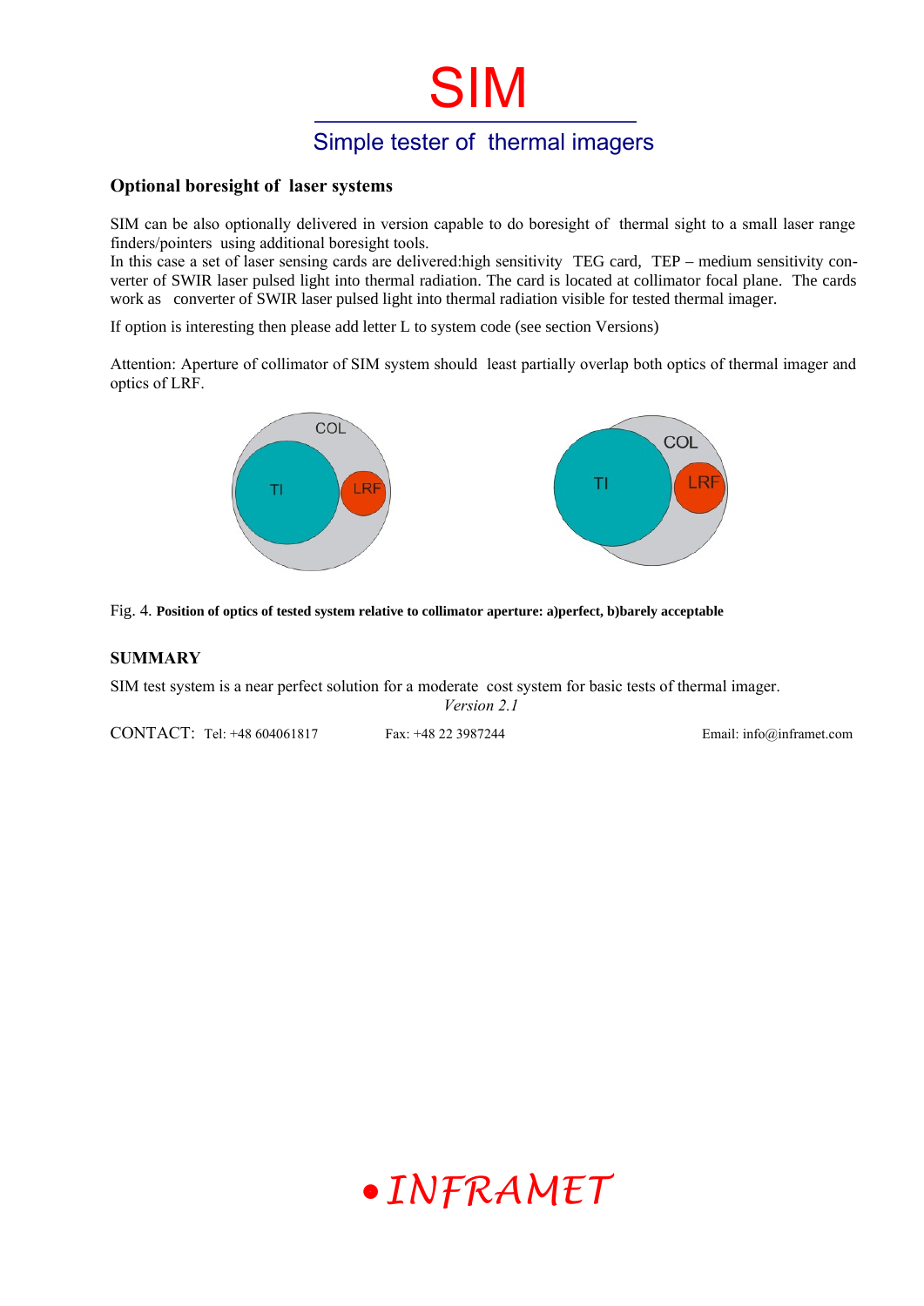# SIM

## Simple tester of thermal imagers

### Optional boresight of laser systems

SIM can be also optionally delivered in version capable to do boresight of thermal sight to a small laser range finders/pointers using additional boresight tools.
In this case a set of laser sensing cards are delivered:high sensitivity TEG card, TEP – medium sensitivity converter of SWIR laser pulsed light into thermal radiation. The card is located at collimator focal plane. The cards work as converter of SWIR laser pulsed light into thermal radiation visible for tested thermal imager.

If option is interesting then please add letter L to system code (see section Versions)

Attention: Aperture of collimator of SIM system should least partially overlap both optics of thermal imager and optics of LRF.

COL
TI
LRF

COL
TI
LRF

Fig. 4. **Position of optics of tested system relative to collimator aperture: a)perfect, b)barely acceptable**

### SUMMARY

SIM test system is a near perfect solution for a moderate cost system for basic tests of thermal imager.

*Version 2.1*

CONTACT: Tel: +48 604061817 Fax: +48 22 3987244 Email: info@inframet.com

INFRAMET